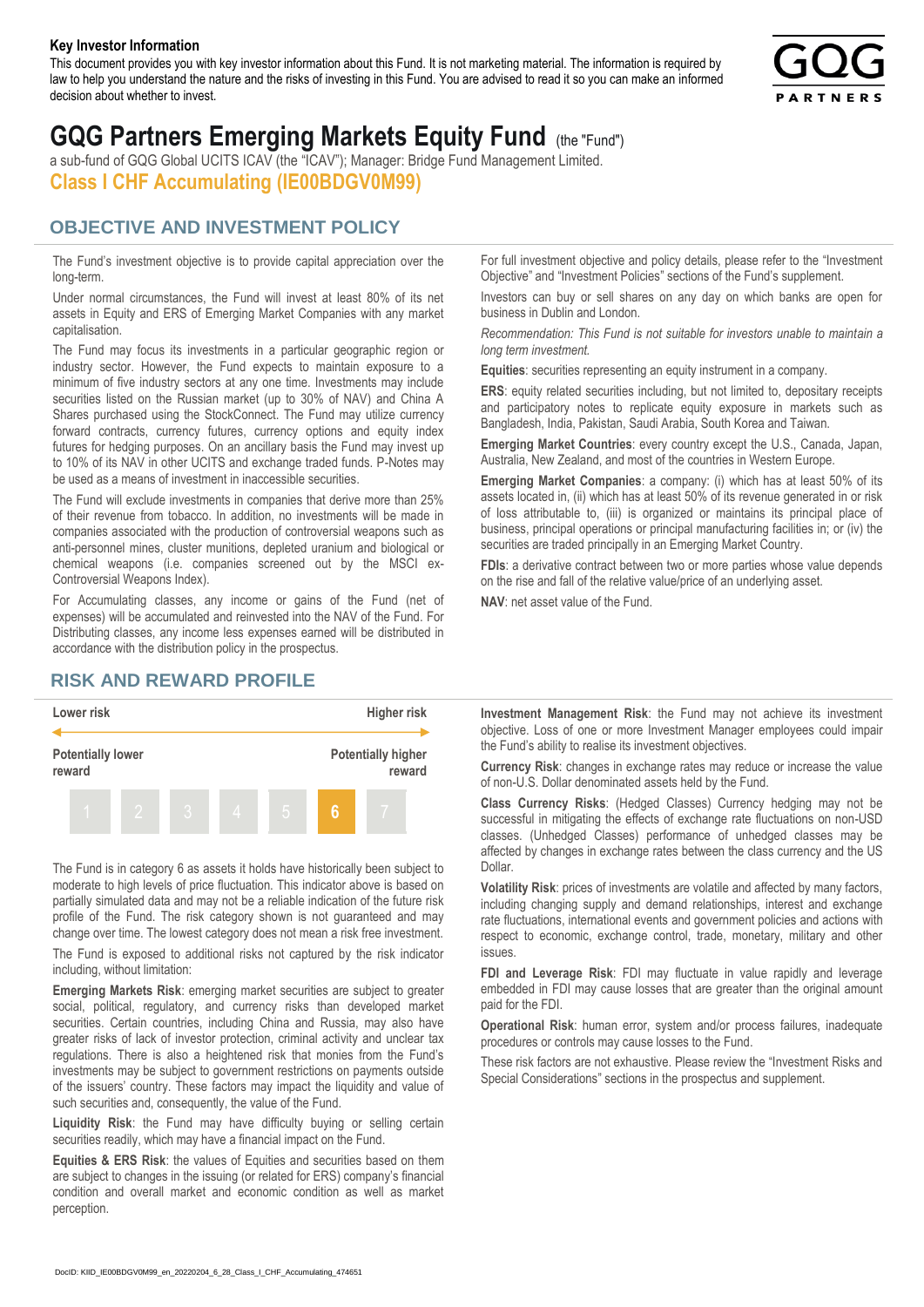**Key Investor Information**

This document provides you with key investor information about this Fund. It is not marketing material. The information is required by law to help you understand the nature and the risks of investing in this Fund. You are advised to read it so you can make an informed decision about whether to invest.

# GQG Partners Emerging Markets Equity Fund (the "Fund")

a sub-fund of GQG Global UCITS ICAV (the "ICAV"); Manager: Bridge Fund Management Limited.

**Class I CHF Accumulating (IE00BDGV0M99)**

## OBJECTIVE AND INVESTMENT POLICY

The Fund's investment objective is to provide capital appreciation over the long-term.

Under normal circumstances, the Fund will invest at least 80% of its net assets in Equity and ERS of Emerging Market Companies with any market capitalisation.

The Fund may focus its investments in a particular geographic region or industry sector. However, the Fund expects to maintain exposure to a minimum of five industry sectors at any one time. Investments may include securities listed on the Russian market (up to 30% of NAV) and China A Shares purchased using the StockConnect. The Fund may utilize currency forward contracts, currency futures, currency options and equity index futures for hedging purposes. On an ancillary basis the Fund may invest up to 10% of its NAV in other UCITS and exchange traded funds. P-Notes may be used as a means of investment in inaccessible securities.

The Fund will exclude investments in companies that derive more than 25% of their revenue from tobacco. In addition, no investments will be made in companies associated with the production of controversial weapons such as anti-personnel mines, cluster munitions, depleted uranium and biological or chemical weapons (i.e. companies screened out by the MSCI ex-Controversial Weapons Index).

For Accumulating classes, any income or gains of the Fund (net of expenses) will be accumulated and reinvested into the NAV of the Fund. For Distributing classes, any income less expenses earned will be distributed in accordance with the distribution policy in the prospectus.

For full investment objective and policy details, please refer to the "Investment Objective" and "Investment Policies" sections of the Fund's supplement.

Investors can buy or sell shares on any day on which banks are open for business in Dublin and London.

*Recommendation: This Fund is not suitable for investors unable to maintain a long term investment.*

**Equities**: securities representing an equity instrument in a company.

**ERS**: equity related securities including, but not limited to, depositary receipts and participatory notes to replicate equity exposure in markets such as Bangladesh, India, Pakistan, Saudi Arabia, South Korea and Taiwan.

**Emerging Market Countries**: every country except the U.S., Canada, Japan, Australia, New Zealand, and most of the countries in Western Europe.

**Emerging Market Companies**: a company: (i) which has at least 50% of its assets located in, (ii) which has at least 50% of its revenue generated in or risk of loss attributable to, (iii) is organized or maintains its principal place of business, principal operations or principal manufacturing facilities in; or (iv) the securities are traded principally in an Emerging Market Country.

**FDIs**: a derivative contract between two or more parties whose value depends on the rise and fall of the relative value/price of an underlying asset.

**NAV**: net asset value of the Fund.

## RISK AND REWARD PROFILE

| Lower risk | | | | | | Higher risk |
|---|---|---|---|---|---|---|
| Potentially lower reward | | | | | | Potentially higher reward |
| 1 | 2 | 3 | 4 | 5 | **6** | 7 |

The Fund is in category 6 as assets it holds have historically been subject to moderate to high levels of price fluctuation. This indicator above is based on partially simulated data and may not be a reliable indication of the future risk profile of the Fund. The risk category shown is not guaranteed and may change over time. The lowest category does not mean a risk free investment.

The Fund is exposed to additional risks not captured by the risk indicator including, without limitation:

**Emerging Markets Risk**: emerging market securities are subject to greater social, political, regulatory, and currency risks than developed market securities. Certain countries, including China and Russia, may also have greater risks of lack of investor protection, criminal activity and unclear tax regulations. There is also a heightened risk that monies from the Fund's investments may be subject to government restrictions on payments outside of the issuers' country. These factors may impact the liquidity and value of such securities and, consequently, the value of the Fund.

**Liquidity Risk**: the Fund may have difficulty buying or selling certain securities readily, which may have a financial impact on the Fund.

**Equities & ERS Risk**: the values of Equities and securities based on them are subject to changes in the issuing (or related for ERS) company's financial condition and overall market and economic condition as well as market perception.

**Investment Management Risk**: the Fund may not achieve its investment objective. Loss of one or more Investment Manager employees could impair the Fund's ability to realise its investment objectives.

**Currency Risk**: changes in exchange rates may reduce or increase the value of non-U.S. Dollar denominated assets held by the Fund.

**Class Currency Risks**: (Hedged Classes) Currency hedging may not be successful in mitigating the effects of exchange rate fluctuations on non-USD classes. (Unhedged Classes) performance of unhedged classes may be affected by changes in exchange rates between the class currency and the US Dollar.

**Volatility Risk**: prices of investments are volatile and affected by many factors, including changing supply and demand relationships, interest and exchange rate fluctuations, international events and government policies and actions with respect to economic, exchange control, trade, monetary, military and other issues.

**FDI and Leverage Risk**: FDI may fluctuate in value rapidly and leverage embedded in FDI may cause losses that are greater than the original amount paid for the FDI.

**Operational Risk**: human error, system and/or process failures, inadequate procedures or controls may cause losses to the Fund.

These risk factors are not exhaustive. Please review the "Investment Risks and Special Considerations" sections in the prospectus and supplement.

DocID: KIID_IE00BDGV0M99_en_20220204_6_28_Class_I_CHF_Accumulating_474651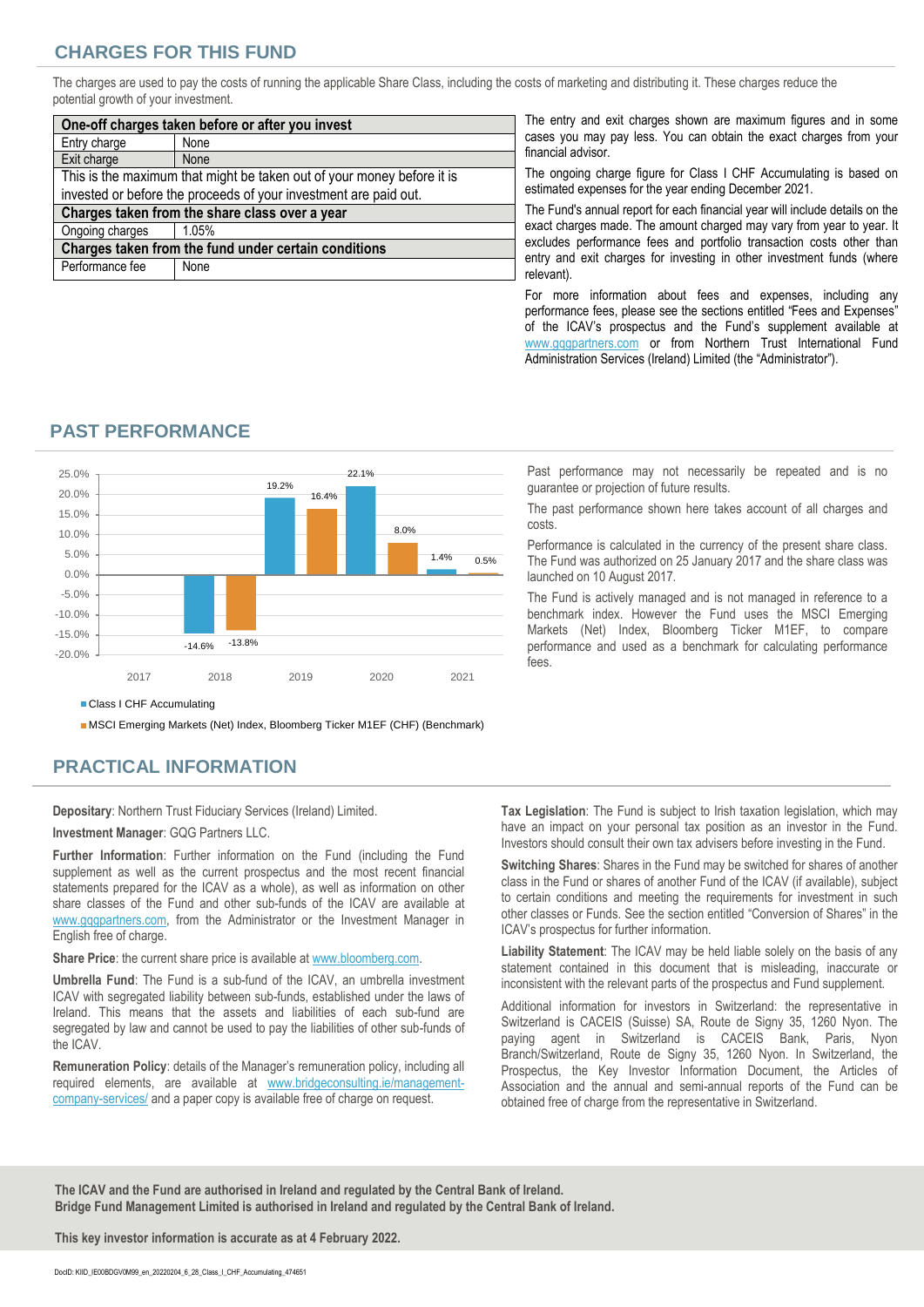## CHARGES FOR THIS FUND

The charges are used to pay the costs of running the applicable Share Class, including the costs of marketing and distributing it. These charges reduce the potential growth of your investment.

| One-off charges taken before or after you invest | |
|---|---|
| Entry charge | None |
| Exit charge | None |
| This is the maximum that might be taken out of your money before it is invested or before the proceeds of your investment are paid out. | |
| **Charges taken from the share class over a year** | |
| Ongoing charges | 1.05% |
| **Charges taken from the fund under certain conditions** | |
| Performance fee | None |

The entry and exit charges shown are maximum figures and in some cases you may pay less. You can obtain the exact charges from your financial advisor.

The ongoing charge figure for Class I CHF Accumulating is based on estimated expenses for the year ending December 2021.

The Fund's annual report for each financial year will include details on the exact charges made. The amount charged may vary from year to year. It excludes performance fees and portfolio transaction costs other than entry and exit charges for investing in other investment funds (where relevant).

For more information about fees and expenses, including any performance fees, please see the sections entitled "Fees and Expenses" of the ICAV's prospectus and the Fund's supplement available at www.gqgpartners.com or from Northern Trust International Fund Administration Services (Ireland) Limited (the "Administrator").

## PAST PERFORMANCE

25.0%
20.0%
15.0%
10.0%
5.0%
0.0%
-5.0%
-10.0%
-15.0%
-20.0%

-14.6% -13.8% 19.2% 16.4% 22.1% 8.0% 1.4% 0.5%

2017 2018 2019 2020 2021

Class I CHF Accumulating

MSCI Emerging Markets (Net) Index, Bloomberg Ticker M1EF (CHF) (Benchmark)

Past performance may not necessarily be repeated and is no guarantee or projection of future results.

The past performance shown here takes account of all charges and costs.

Performance is calculated in the currency of the present share class. The Fund was authorized on 25 January 2017 and the share class was launched on 10 August 2017.

The Fund is actively managed and is not managed in reference to a benchmark index. However the Fund uses the MSCI Emerging Markets (Net) Index, Bloomberg Ticker M1EF, to compare performance and used as a benchmark for calculating performance fees.

## PRACTICAL INFORMATION

**Depositary**: Northern Trust Fiduciary Services (Ireland) Limited.

**Investment Manager**: GQG Partners LLC.

**Further Information**: Further information on the Fund (including the Fund supplement as well as the current prospectus and the most recent financial statements prepared for the ICAV as a whole), as well as information on other share classes of the Fund and other sub-funds of the ICAV are available at www.gqgpartners.com, from the Administrator or the Investment Manager in English free of charge.

**Share Price**: the current share price is available at www.bloomberg.com.

**Umbrella Fund**: The Fund is a sub-fund of the ICAV, an umbrella investment ICAV with segregated liability between sub-funds, established under the laws of Ireland. This means that the assets and liabilities of each sub-fund are segregated by law and cannot be used to pay the liabilities of other sub-funds of the ICAV.

**Remuneration Policy**: details of the Manager's remuneration policy, including all required elements, are available at www.bridgeconsulting.ie/management-company-services/ and a paper copy is available free of charge on request.

**Tax Legislation**: The Fund is subject to Irish taxation legislation, which may have an impact on your personal tax position as an investor in the Fund. Investors should consult their own tax advisers before investing in the Fund.

**Switching Shares**: Shares in the Fund may be switched for shares of another class in the Fund or shares of another Fund of the ICAV (if available), subject to certain conditions and meeting the requirements for investment in such other classes or Funds. See the section entitled "Conversion of Shares" in the ICAV's prospectus for further information.

**Liability Statement**: The ICAV may be held liable solely on the basis of any statement contained in this document that is misleading, inaccurate or inconsistent with the relevant parts of the prospectus and Fund supplement.

Additional information for investors in Switzerland: the representative in Switzerland is CACEIS (Suisse) SA, Route de Signy 35, 1260 Nyon. The paying agent in Switzerland is CACEIS Bank, Paris, Nyon Branch/Switzerland, Route de Signy 35, 1260 Nyon. In Switzerland, the Prospectus, the Key Investor Information Document, the Articles of Association and the annual and semi-annual reports of the Fund can be obtained free of charge from the representative in Switzerland.

**The ICAV and the Fund are authorised in Ireland and regulated by the Central Bank of Ireland.**
**Bridge Fund Management Limited is authorised in Ireland and regulated by the Central Bank of Ireland.**

**This key investor information is accurate as at 4 February 2022.**

DocID: KIID_IE00BDGV0M99_en_20220204_6_28_Class_I_CHF_Accumulating_474651